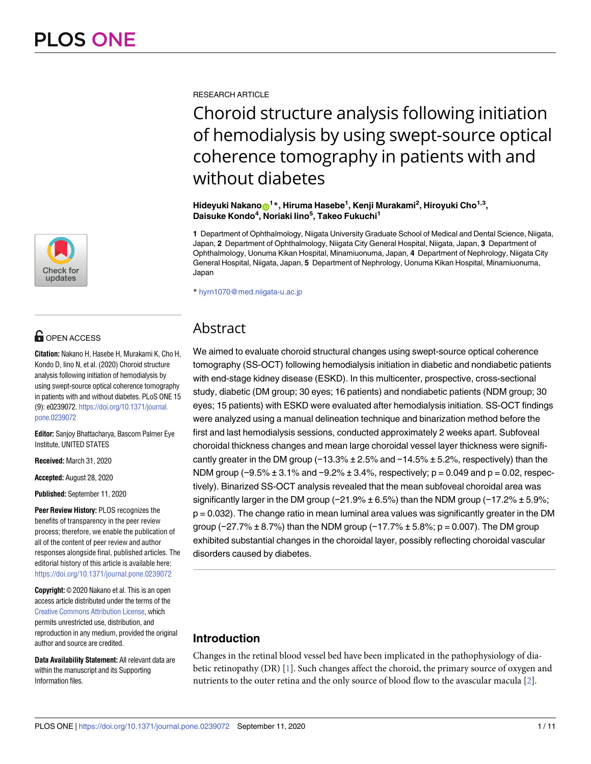RESEARCH ARTICLE

# Choroid structure analysis following initiation of hemodialysis by using swept-source optical coherence tomography in patients with and without diabetes

**Hideyuki Nakano[1]*, Hiruma Hasebe[1], Kenji Murakami[2], Hiroyuki Cho[1,3], Daisuke Kondo[4], Noriaki Iino[5], Takeo Fukuchi[1]**

**1** Department of Ophthalmology, Niigata University Graduate School of Medical and Dental Science, Niigata, Japan, **2** Department of Ophthalmology, Niigata City General Hospital, Niigata, Japan, **3** Department of Ophthalmology, Uonuma Kikan Hospital, Minamiuonuma, Japan, **4** Department of Nephrology, Niigata City General Hospital, Niigata, Japan, **5** Department of Nephrology, Uonuma Kikan Hospital, Minamiuonuma, Japan

* hyrn1070@med.niigata-u.ac.jp

OPEN ACCESS

**Citation:** Nakano H, Hasebe H, Murakami K, Cho H, Kondo D, Iino N, et al. (2020) Choroid structure analysis following initiation of hemodialysis by using swept-source optical coherence tomography in patients with and without diabetes. PLoS ONE 15 (9): e0239072. https://doi.org/10.1371/journal.pone.0239072

**Editor:** Sanjoy Bhattacharya, Bascom Palmer Eye Institute, UNITED STATES

**Received:** March 31, 2020

**Accepted:** August 28, 2020

**Published:** September 11, 2020

**Peer Review History:** PLOS recognizes the benefits of transparency in the peer review process; therefore, we enable the publication of all of the content of peer review and author responses alongside final, published articles. The editorial history of this article is available here: https://doi.org/10.1371/journal.pone.0239072

**Copyright:** © 2020 Nakano et al. This is an open access article distributed under the terms of the Creative Commons Attribution License, which permits unrestricted use, distribution, and reproduction in any medium, provided the original author and source are credited.

**Data Availability Statement:** All relevant data are within the manuscript and its Supporting Information files.

## Abstract

We aimed to evaluate choroid structural changes using swept-source optical coherence tomography (SS-OCT) following hemodialysis initiation in diabetic and nondiabetic patients with end-stage kidney disease (ESKD). In this multicenter, prospective, cross-sectional study, diabetic (DM group; 30 eyes; 16 patients) and nondiabetic patients (NDM group; 30 eyes; 15 patients) with ESKD were evaluated after hemodialysis initiation. SS-OCT findings were analyzed using a manual delineation technique and binarization method before the first and last hemodialysis sessions, conducted approximately 2 weeks apart. Subfoveal choroidal thickness changes and mean large choroidal vessel layer thickness were significantly greater in the DM group (−13.3% ± 2.5% and −14.5% ± 5.2%, respectively) than the NDM group (−9.5% ± 3.1% and −9.2% ± 3.4%, respectively; $p = 0.049$ and $p = 0.02$, respectively). Binarized SS-OCT analysis revealed that the mean subfoveal choroidal area was significantly larger in the DM group (−21.9% ± 6.5%) than the NDM group (−17.2% ± 5.9%; $p = 0.032$). The change ratio in mean luminal area values was significantly greater in the DM group (−27.7% ± 8.7%) than the NDM group (−17.7% ± 5.8%; $p = 0.007$). The DM group exhibited substantial changes in the choroidal layer, possibly reflecting choroidal vascular disorders caused by diabetes.

## Introduction

Changes in the retinal blood vessel bed have been implicated in the pathophysiology of diabetic retinopathy (DR) [1]. Such changes affect the choroid, the primary source of oxygen and nutrients to the outer retina and the only source of blood flow to the avascular macula [2].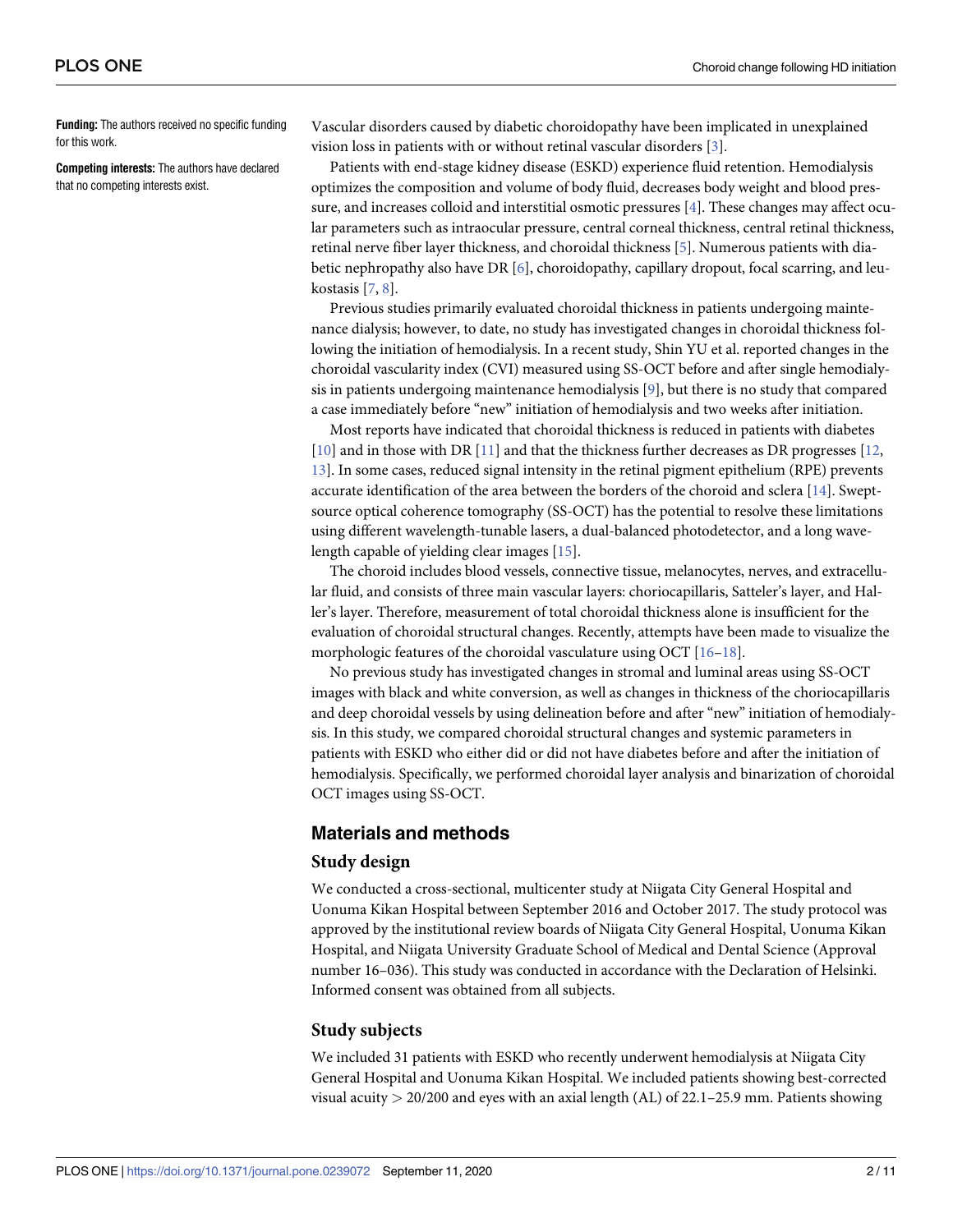**Funding:** The authors received no specific funding for this work.

**Competing interests:** The authors have declared that no competing interests exist.

Vascular disorders caused by diabetic choroidopathy have been implicated in unexplained vision loss in patients with or without retinal vascular disorders [3].

Patients with end-stage kidney disease (ESKD) experience fluid retention. Hemodialysis optimizes the composition and volume of body fluid, decreases body weight and blood pressure, and increases colloid and interstitial osmotic pressures [4]. These changes may affect ocular parameters such as intraocular pressure, central corneal thickness, central retinal thickness, retinal nerve fiber layer thickness, and choroidal thickness [5]. Numerous patients with diabetic nephropathy also have DR [6], choroidopathy, capillary dropout, focal scarring, and leukostasis [7, 8].

Previous studies primarily evaluated choroidal thickness in patients undergoing maintenance dialysis; however, to date, no study has investigated changes in choroidal thickness following the initiation of hemodialysis. In a recent study, Shin YU et al. reported changes in the choroidal vascularity index (CVI) measured using SS-OCT before and after single hemodialysis in patients undergoing maintenance hemodialysis [9], but there is no study that compared a case immediately before "new" initiation of hemodialysis and two weeks after initiation.

Most reports have indicated that choroidal thickness is reduced in patients with diabetes [10] and in those with DR [11] and that the thickness further decreases as DR progresses [12, 13]. In some cases, reduced signal intensity in the retinal pigment epithelium (RPE) prevents accurate identification of the area between the borders of the choroid and sclera [14]. Swept-source optical coherence tomography (SS-OCT) has the potential to resolve these limitations using different wavelength-tunable lasers, a dual-balanced photodetector, and a long wavelength capable of yielding clear images [15].

The choroid includes blood vessels, connective tissue, melanocytes, nerves, and extracellular fluid, and consists of three main vascular layers: choriocapillaris, Satteler's layer, and Haller's layer. Therefore, measurement of total choroidal thickness alone is insufficient for the evaluation of choroidal structural changes. Recently, attempts have been made to visualize the morphologic features of the choroidal vasculature using OCT [16–18].

No previous study has investigated changes in stromal and luminal areas using SS-OCT images with black and white conversion, as well as changes in thickness of the choriocapillaris and deep choroidal vessels by using delineation before and after "new" initiation of hemodialysis. In this study, we compared choroidal structural changes and systemic parameters in patients with ESKD who either did or did not have diabetes before and after the initiation of hemodialysis. Specifically, we performed choroidal layer analysis and binarization of choroidal OCT images using SS-OCT.

## Materials and methods

### Study design

We conducted a cross-sectional, multicenter study at Niigata City General Hospital and Uonuma Kikan Hospital between September 2016 and October 2017. The study protocol was approved by the institutional review boards of Niigata City General Hospital, Uonuma Kikan Hospital, and Niigata University Graduate School of Medical and Dental Science (Approval number 16–036). This study was conducted in accordance with the Declaration of Helsinki. Informed consent was obtained from all subjects.

### Study subjects

We included 31 patients with ESKD who recently underwent hemodialysis at Niigata City General Hospital and Uonuma Kikan Hospital. We included patients showing best-corrected visual acuity > 20/200 and eyes with an axial length (AL) of 22.1–25.9 mm. Patients showing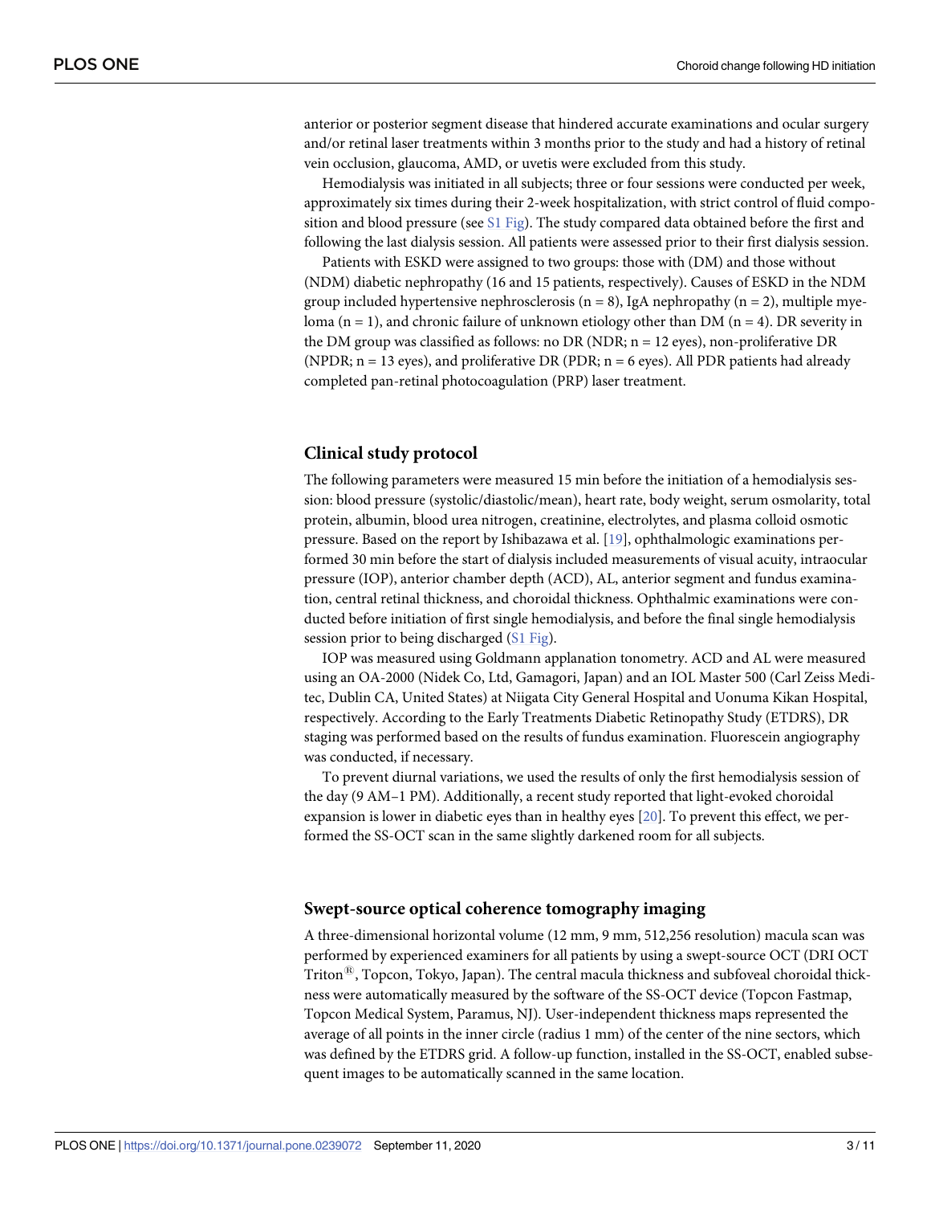anterior or posterior segment disease that hindered accurate examinations and ocular surgery and/or retinal laser treatments within 3 months prior to the study and had a history of retinal vein occlusion, glaucoma, AMD, or uvetis were excluded from this study.

Hemodialysis was initiated in all subjects; three or four sessions were conducted per week, approximately six times during their 2-week hospitalization, with strict control of fluid composition and blood pressure (see S1 Fig). The study compared data obtained before the first and following the last dialysis session. All patients were assessed prior to their first dialysis session.

Patients with ESKD were assigned to two groups: those with (DM) and those without (NDM) diabetic nephropathy (16 and 15 patients, respectively). Causes of ESKD in the NDM group included hypertensive nephrosclerosis (n = 8), IgA nephropathy (n = 2), multiple myeloma (n = 1), and chronic failure of unknown etiology other than DM (n = 4). DR severity in the DM group was classified as follows: no DR (NDR; n = 12 eyes), non-proliferative DR (NPDR; n = 13 eyes), and proliferative DR (PDR; n = 6 eyes). All PDR patients had already completed pan-retinal photocoagulation (PRP) laser treatment.

## Clinical study protocol

The following parameters were measured 15 min before the initiation of a hemodialysis session: blood pressure (systolic/diastolic/mean), heart rate, body weight, serum osmolarity, total protein, albumin, blood urea nitrogen, creatinine, electrolytes, and plasma colloid osmotic pressure. Based on the report by Ishibazawa et al. [19], ophthalmologic examinations performed 30 min before the start of dialysis included measurements of visual acuity, intraocular pressure (IOP), anterior chamber depth (ACD), AL, anterior segment and fundus examination, central retinal thickness, and choroidal thickness. Ophthalmic examinations were conducted before initiation of first single hemodialysis, and before the final single hemodialysis session prior to being discharged (S1 Fig).

IOP was measured using Goldmann applanation tonometry. ACD and AL were measured using an OA-2000 (Nidek Co, Ltd, Gamagori, Japan) and an IOL Master 500 (Carl Zeiss Meditec, Dublin CA, United States) at Niigata City General Hospital and Uonuma Kikan Hospital, respectively. According to the Early Treatments Diabetic Retinopathy Study (ETDRS), DR staging was performed based on the results of fundus examination. Fluorescein angiography was conducted, if necessary.

To prevent diurnal variations, we used the results of only the first hemodialysis session of the day (9 AM–1 PM). Additionally, a recent study reported that light-evoked choroidal expansion is lower in diabetic eyes than in healthy eyes [20]. To prevent this effect, we performed the SS-OCT scan in the same slightly darkened room for all subjects.

## Swept-source optical coherence tomography imaging

A three-dimensional horizontal volume (12 mm, 9 mm, 512,256 resolution) macula scan was performed by experienced examiners for all patients by using a swept-source OCT (DRI OCT Triton®, Topcon, Tokyo, Japan). The central macula thickness and subfoveal choroidal thickness were automatically measured by the software of the SS-OCT device (Topcon Fastmap, Topcon Medical System, Paramus, NJ). User-independent thickness maps represented the average of all points in the inner circle (radius 1 mm) of the center of the nine sectors, which was defined by the ETDRS grid. A follow-up function, installed in the SS-OCT, enabled subsequent images to be automatically scanned in the same location.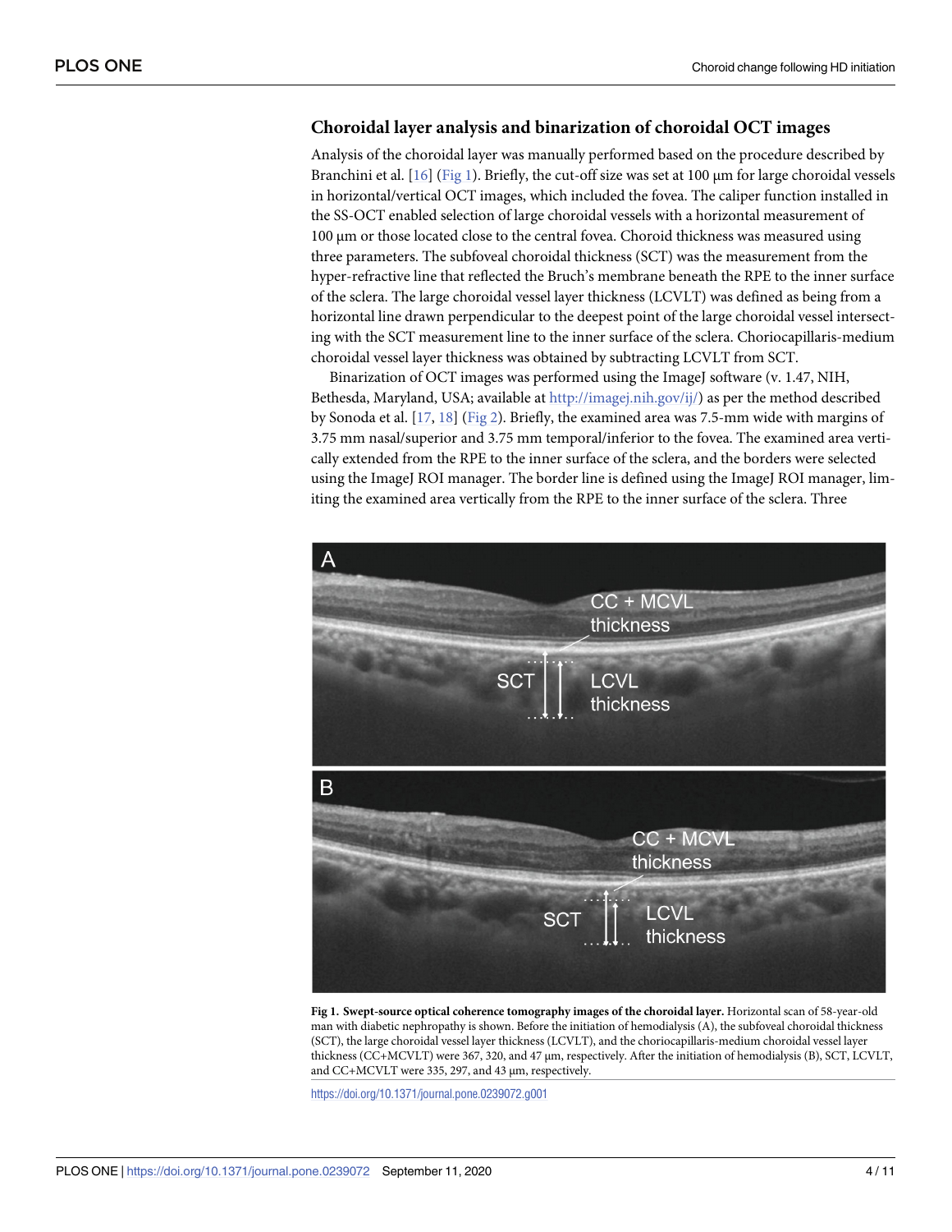### Choroidal layer analysis and binarization of choroidal OCT images

Analysis of the choroidal layer was manually performed based on the procedure described by Branchini et al. [16] (Fig 1). Briefly, the cut-off size was set at 100 μm for large choroidal vessels in horizontal/vertical OCT images, which included the fovea. The caliper function installed in the SS-OCT enabled selection of large choroidal vessels with a horizontal measurement of 100 μm or those located close to the central fovea. Choroid thickness was measured using three parameters. The subfoveal choroidal thickness (SCT) was the measurement from the hyper-refractive line that reflected the Bruch's membrane beneath the RPE to the inner surface of the sclera. The large choroidal vessel layer thickness (LCVLT) was defined as being from a horizontal line drawn perpendicular to the deepest point of the large choroidal vessel intersecting with the SCT measurement line to the inner surface of the sclera. Choriocapillaris-medium choroidal vessel layer thickness was obtained by subtracting LCVLT from SCT.

Binarization of OCT images was performed using the ImageJ software (v. 1.47, NIH, Bethesda, Maryland, USA; available at http://imagej.nih.gov/ij/) as per the method described by Sonoda et al. [17, 18] (Fig 2). Briefly, the examined area was 7.5-mm wide with margins of 3.75 mm nasal/superior and 3.75 mm temporal/inferior to the fovea. The examined area vertically extended from the RPE to the inner surface of the sclera, and the borders were selected using the ImageJ ROI manager. The border line is defined using the ImageJ ROI manager, limiting the examined area vertically from the RPE to the inner surface of the sclera. Three

**Fig 1. Swept-source optical coherence tomography images of the choroidal layer.** Horizontal scan of 58-year-old man with diabetic nephropathy is shown. Before the initiation of hemodialysis (A), the subfoveal choroidal thickness (SCT), the large choroidal vessel layer thickness (LCVLT), and the choriocapillaris-medium choroidal vessel layer thickness (CC+MCVLT) were 367, 320, and 47 μm, respectively. After the initiation of hemodialysis (B), SCT, LCVLT, and CC+MCVLT were 335, 297, and 43 μm, respectively.

https://doi.org/10.1371/journal.pone.0239072.g001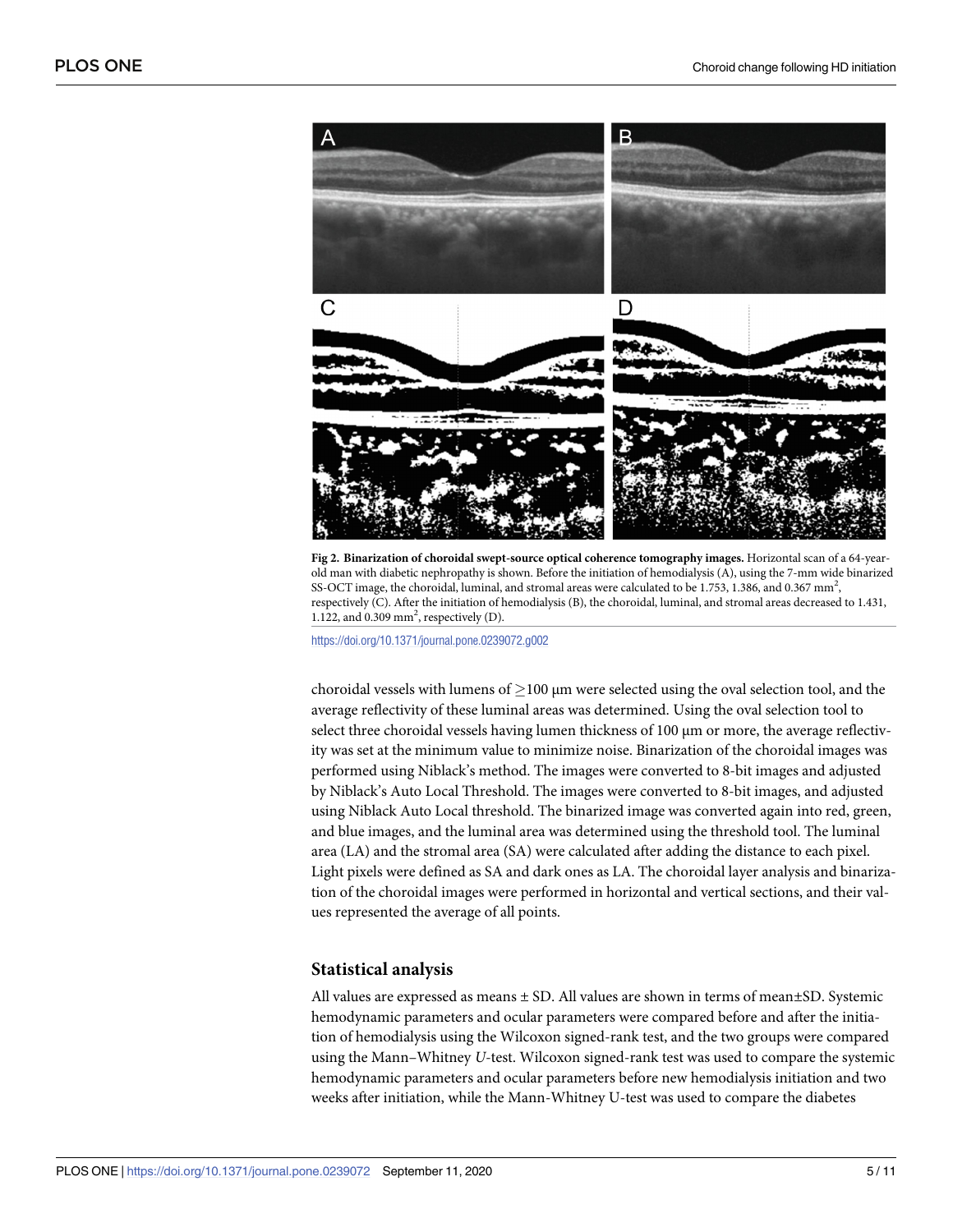Fig 2. **Binarization of choroidal swept-source optical coherence tomography images.** Horizontal scan of a 64-year-old man with diabetic nephropathy is shown. Before the initiation of hemodialysis (A), using the 7-mm wide binarized SS-OCT image, the choroidal, luminal, and stromal areas were calculated to be 1.753, 1.386, and 0.367 $mm^2$, respectively (C). After the initiation of hemodialysis (B), the choroidal, luminal, and stromal areas decreased to 1.431, 1.122, and 0.309 $mm^2$, respectively (D).

https://doi.org/10.1371/journal.pone.0239072.g002

choroidal vessels with lumens of ≥100 μm were selected using the oval selection tool, and the average reflectivity of these luminal areas was determined. Using the oval selection tool to select three choroidal vessels having lumen thickness of 100 μm or more, the average reflectivity was set at the minimum value to minimize noise. Binarization of the choroidal images was performed using Niblack's method. The images were converted to 8-bit images and adjusted by Niblack's Auto Local Threshold. The images were converted to 8-bit images, and adjusted using Niblack Auto Local threshold. The binarized image was converted again into red, green, and blue images, and the luminal area was determined using the threshold tool. The luminal area (LA) and the stromal area (SA) were calculated after adding the distance to each pixel. Light pixels were defined as SA and dark ones as LA. The choroidal layer analysis and binarization of the choroidal images were performed in horizontal and vertical sections, and their values represented the average of all points.

## Statistical analysis

All values are expressed as means ± SD. All values are shown in terms of mean±SD. Systemic hemodynamic parameters and ocular parameters were compared before and after the initiation of hemodialysis using the Wilcoxon signed-rank test, and the two groups were compared using the Mann–Whitney *U*-test. Wilcoxon signed-rank test was used to compare the systemic hemodynamic parameters and ocular parameters before new hemodialysis initiation and two weeks after initiation, while the Mann-Whitney U-test was used to compare the diabetes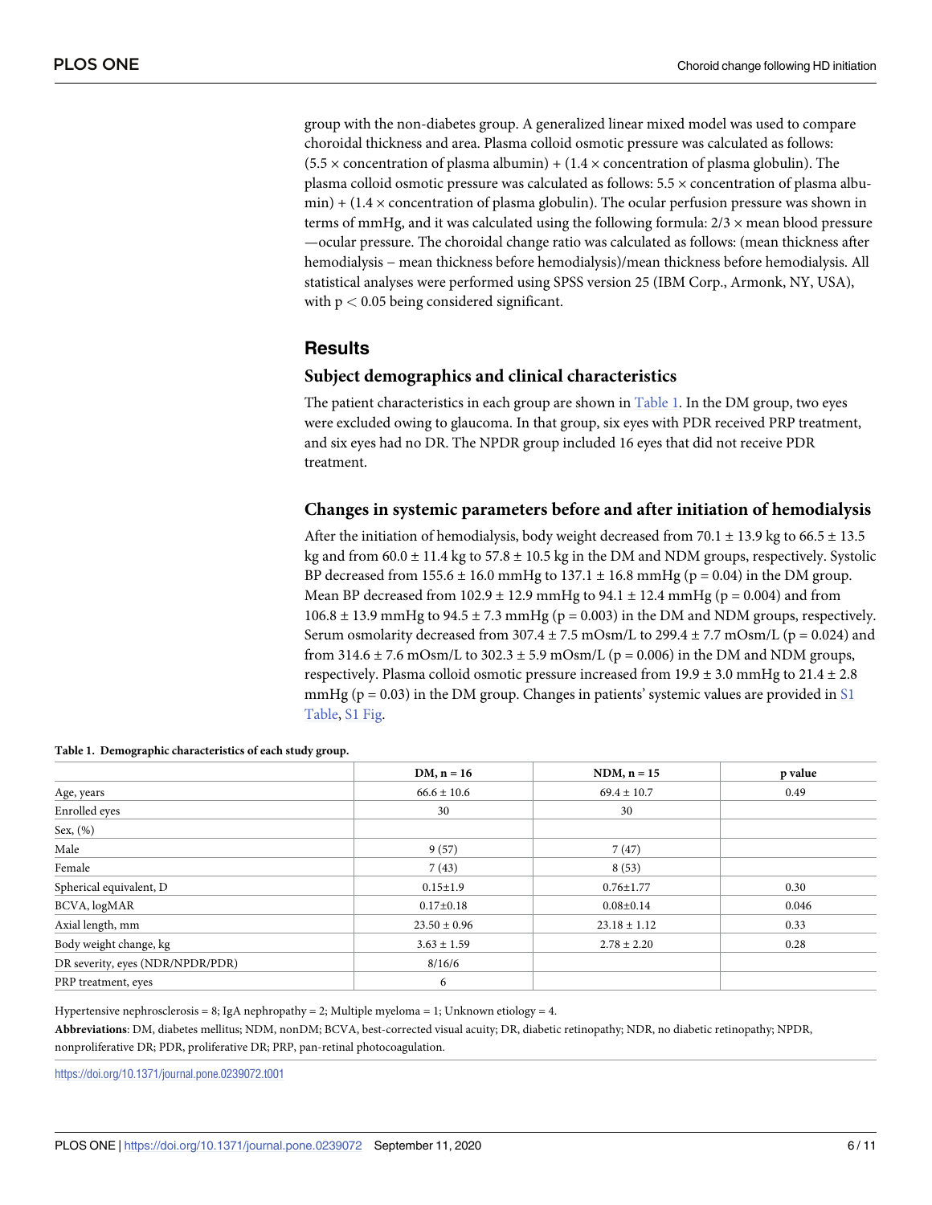group with the non-diabetes group. A generalized linear mixed model was used to compare choroidal thickness and area. Plasma colloid osmotic pressure was calculated as follows: $(5.5 \times \text{concentration of plasma albumin}) + (1.4 \times \text{concentration of plasma globulin})$. The plasma colloid osmotic pressure was calculated as follows: $5.5 \times$ concentration of plasma albumin) + $(1.4 \times$ concentration of plasma globulin). The ocular perfusion pressure was shown in terms of mmHg, and it was calculated using the following formula: $2/3 \times$ mean blood pressure —ocular pressure. The choroidal change ratio was calculated as follows: (mean thickness after hemodialysis − mean thickness before hemodialysis)/mean thickness before hemodialysis. All statistical analyses were performed using SPSS version 25 (IBM Corp., Armonk, NY, USA), with $p < 0.05$ being considered significant.

## Results

### Subject demographics and clinical characteristics

The patient characteristics in each group are shown in Table 1. In the DM group, two eyes were excluded owing to glaucoma. In that group, six eyes with PDR received PRP treatment, and six eyes had no DR. The NPDR group included 16 eyes that did not receive PDR treatment.

### Changes in systemic parameters before and after initiation of hemodialysis

After the initiation of hemodialysis, body weight decreased from 70.1 ± 13.9 kg to 66.5 ± 13.5 kg and from 60.0 ± 11.4 kg to 57.8 ± 10.5 kg in the DM and NDM groups, respectively. Systolic BP decreased from 155.6 ± 16.0 mmHg to 137.1 ± 16.8 mmHg ($p = 0.04$) in the DM group. Mean BP decreased from 102.9 ± 12.9 mmHg to 94.1 ± 12.4 mmHg ($p = 0.004$) and from 106.8 ± 13.9 mmHg to 94.5 ± 7.3 mmHg ($p = 0.003$) in the DM and NDM groups, respectively. Serum osmolarity decreased from 307.4 ± 7.5 mOsm/L to 299.4 ± 7.7 mOsm/L ($p = 0.024$) and from 314.6 ± 7.6 mOsm/L to 302.3 ± 5.9 mOsm/L ($p = 0.006$) in the DM and NDM groups, respectively. Plasma colloid osmotic pressure increased from 19.9 ± 3.0 mmHg to 21.4 ± 2.8 mmHg ($p = 0.03$) in the DM group. Changes in patients' systemic values are provided in S1 Table, S1 Fig.

**Table 1. Demographic characteristics of each study group.**

| | DM, n = 16 | NDM, n = 15 | p value |
|---|---|---|---|
| Age, years | 66.6 ± 10.6 | 69.4 ± 10.7 | 0.49 |
| Enrolled eyes | 30 | 30 | |
| Sex, (%) | | | |
| Male | 9 (57) | 7 (47) | |
| Female | 7 (43) | 8 (53) | |
| Spherical equivalent, D | 0.15±1.9 | 0.76±1.77 | 0.30 |
| BCVA, logMAR | 0.17±0.18 | 0.08±0.14 | 0.046 |
| Axial length, mm | 23.50 ± 0.96 | 23.18 ± 1.12 | 0.33 |
| Body weight change, kg | 3.63 ± 1.59 | 2.78 ± 2.20 | 0.28 |
| DR severity, eyes (NDR/NPDR/PDR) | 8/16/6 | | |
| PRP treatment, eyes | 6 | | |

Hypertensive nephrosclerosis = 8; IgA nephropathy = 2; Multiple myeloma = 1; Unknown etiology = 4.

**Abbreviations**: DM, diabetes mellitus; NDM, nonDM; BCVA, best-corrected visual acuity; DR, diabetic retinopathy; NDR, no diabetic retinopathy; NPDR, nonproliferative DR; PDR, proliferative DR; PRP, pan-retinal photocoagulation.

https://doi.org/10.1371/journal.pone.0239072.t001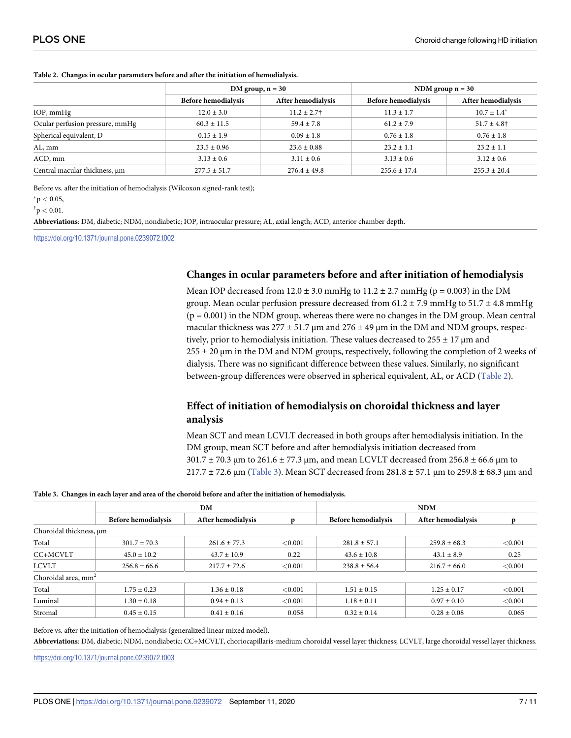**Table 2. Changes in ocular parameters before and after the initiation of hemodialysis.**

| | DM group, n = 30 | | NDM group n = 30 | |
|---|---|---|---|---|
| | Before hemodialysis | After hemodialysis | Before hemodialysis | After hemodialysis |
| IOP, mmHg | 12.0 ± 3.0 | 11.2 ± 2.7† | 11.3 ± 1.7 | 10.7 ± 1.4* |
| Ocular perfusion pressure, mmHg | 60.3 ± 11.5 | 59.4 ± 7.8 | 61.2 ± 7.9 | 51.7 ± 4.8† |
| Spherical equivalent, D | 0.15 ± 1.9 | 0.09 ± 1.8 | 0.76 ± 1.8 | 0.76 ± 1.8 |
| AL, mm | 23.5 ± 0.96 | 23.6 ± 0.88 | 23.2 ± 1.1 | 23.2 ± 1.1 |
| ACD, mm | 3.13 ± 0.6 | 3.11 ± 0.6 | 3.13 ± 0.6 | 3.12 ± 0.6 |
| Central macular thickness, μm | 277.5 ± 51.7 | 276.4 ± 49.8 | 255.6 ± 17.4 | 255.3 ± 20.4 |

Before vs. after the initiation of hemodialysis (Wilcoxon signed-rank test);

*$p < 0.05$,

†$p < 0.01$.

**Abbreviations**: DM, diabetic; NDM, nondiabetic; IOP, intraocular pressure; AL, axial length; ACD, anterior chamber depth.

https://doi.org/10.1371/journal.pone.0239072.t002

## Changes in ocular parameters before and after initiation of hemodialysis

Mean IOP decreased from 12.0 ± 3.0 mmHg to 11.2 ± 2.7 mmHg (p = 0.003) in the DM group. Mean ocular perfusion pressure decreased from 61.2 ± 7.9 mmHg to 51.7 ± 4.8 mmHg (p = 0.001) in the NDM group, whereas there were no changes in the DM group. Mean central macular thickness was 277 ± 51.7 μm and 276 ± 49 μm in the DM and NDM groups, respectively, prior to hemodialysis initiation. These values decreased to 255 ± 17 μm and 255 ± 20 μm in the DM and NDM groups, respectively, following the completion of 2 weeks of dialysis. There was no significant difference between these values. Similarly, no significant between-group differences were observed in spherical equivalent, AL, or ACD (Table 2).

## Effect of initiation of hemodialysis on choroidal thickness and layer analysis

Mean SCT and mean LCVLT decreased in both groups after hemodialysis initiation. In the DM group, mean SCT before and after hemodialysis initiation decreased from 301.7 ± 70.3 μm to 261.6 ± 77.3 μm, and mean LCVLT decreased from 256.8 ± 66.6 μm to 217.7 ± 72.6 μm (Table 3). Mean SCT decreased from 281.8 ± 57.1 μm to 259.8 ± 68.3 μm and

**Table 3. Changes in each layer and area of the choroid before and after the initiation of hemodialysis.**

| | DM | | | NDM | | |
|---|---|---|---|---|---|---|
| | Before hemodialysis | After hemodialysis | p | Before hemodialysis | After hemodialysis | p |
| Choroidal thickness, μm | | | | | | |
| Total | 301.7 ± 70.3 | 261.6 ± 77.3 | <0.001 | 281.8 ± 57.1 | 259.8 ± 68.3 | <0.001 |
| CC+MCVLT | 45.0 ± 10.2 | 43.7 ± 10.9 | 0.22 | 43.6 ± 10.8 | 43.1 ± 8.9 | 0.25 |
| LCVLT | 256.8 ± 66.6 | 217.7 ± 72.6 | <0.001 | 238.8 ± 56.4 | 216.7 ± 66.0 | <0.001 |
| Choroidal area, mm$^2$ | | | | | | |
| Total | 1.75 ± 0.23 | 1.36 ± 0.18 | <0.001 | 1.51 ± 0.15 | 1.25 ± 0.17 | <0.001 |
| Luminal | 1.30 ± 0.18 | 0.94 ± 0.13 | <0.001 | 1.18 ± 0.11 | 0.97 ± 0.10 | <0.001 |
| Stromal | 0.45 ± 0.15 | 0.41 ± 0.16 | 0.058 | 0.32 ± 0.14 | 0.28 ± 0.08 | 0.065 |

Before vs. after the initiation of hemodialysis (generalized linear mixed model).

**Abbreviations**: DM, diabetic; NDM, nondiabetic; CC+MCVLT, choriocapillaris-medium choroidal vessel layer thickness; LCVLT, large choroidal vessel layer thickness.

https://doi.org/10.1371/journal.pone.0239072.t003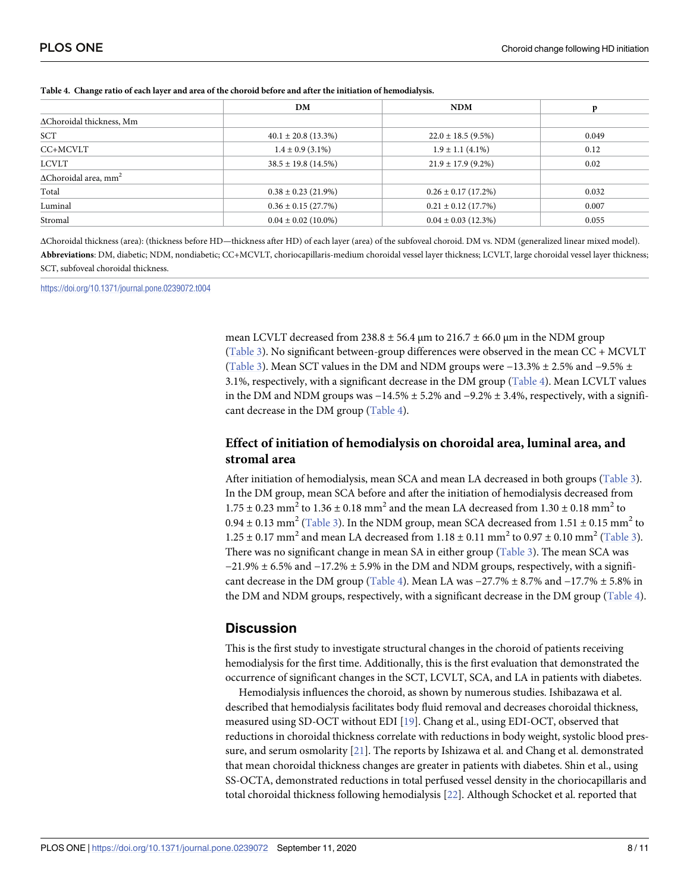**Table 4. Change ratio of each layer and area of the choroid before and after the initiation of hemodialysis.**

| | DM | NDM | p |
|---|---|---|---|
| ΔChoroidal thickness, Mm | | | |
| SCT | 40.1 ± 20.8 (13.3%) | 22.0 ± 18.5 (9.5%) | 0.049 |
| CC+MCVLT | 1.4 ± 0.9 (3.1%) | 1.9 ± 1.1 (4.1%) | 0.12 |
| LCVLT | 38.5 ± 19.8 (14.5%) | 21.9 ± 17.9 (9.2%) | 0.02 |
| ΔChoroidal area, $mm^2$ | | | |
| Total | 0.38 ± 0.23 (21.9%) | 0.26 ± 0.17 (17.2%) | 0.032 |
| Luminal | 0.36 ± 0.15 (27.7%) | 0.21 ± 0.12 (17.7%) | 0.007 |
| Stromal | 0.04 ± 0.02 (10.0%) | 0.04 ± 0.03 (12.3%) | 0.055 |

ΔChoroidal thickness (area): (thickness before HD—thickness after HD) of each layer (area) of the subfoveal choroid. DM vs. NDM (generalized linear mixed model).
**Abbreviations**: DM, diabetic; NDM, nondiabetic; CC+MCVLT, choriocapillaris-medium choroidal vessel layer thickness; LCVLT, large choroidal vessel layer thickness; SCT, subfoveal choroidal thickness.

https://doi.org/10.1371/journal.pone.0239072.t004

mean LCVLT decreased from 238.8 ± 56.4 μm to 216.7 ± 66.0 μm in the NDM group (Table 3). No significant between-group differences were observed in the mean CC + MCVLT (Table 3). Mean SCT values in the DM and NDM groups were −13.3% ± 2.5% and −9.5% ± 3.1%, respectively, with a significant decrease in the DM group (Table 4). Mean LCVLT values in the DM and NDM groups was −14.5% ± 5.2% and −9.2% ± 3.4%, respectively, with a significant decrease in the DM group (Table 4).

## Effect of initiation of hemodialysis on choroidal area, luminal area, and stromal area

After initiation of hemodialysis, mean SCA and mean LA decreased in both groups (Table 3). In the DM group, mean SCA before and after the initiation of hemodialysis decreased from 1.75 ± 0.23 $mm^2$ to 1.36 ± 0.18 $mm^2$ and the mean LA decreased from 1.30 ± 0.18 $mm^2$ to 0.94 ± 0.13 $mm^2$ (Table 3). In the NDM group, mean SCA decreased from 1.51 ± 0.15 $mm^2$ to 1.25 ± 0.17 $mm^2$ and mean LA decreased from 1.18 ± 0.11 $mm^2$ to 0.97 ± 0.10 $mm^2$ (Table 3). There was no significant change in mean SA in either group (Table 3). The mean SCA was −21.9% ± 6.5% and −17.2% ± 5.9% in the DM and NDM groups, respectively, with a significant decrease in the DM group (Table 4). Mean LA was −27.7% ± 8.7% and −17.7% ± 5.8% in the DM and NDM groups, respectively, with a significant decrease in the DM group (Table 4).

## Discussion

This is the first study to investigate structural changes in the choroid of patients receiving hemodialysis for the first time. Additionally, this is the first evaluation that demonstrated the occurrence of significant changes in the SCT, LCVLT, SCA, and LA in patients with diabetes.

Hemodialysis influences the choroid, as shown by numerous studies. Ishibazawa et al. described that hemodialysis facilitates body fluid removal and decreases choroidal thickness, measured using SD-OCT without EDI [19]. Chang et al., using EDI-OCT, observed that reductions in choroidal thickness correlate with reductions in body weight, systolic blood pressure, and serum osmolarity [21]. The reports by Ishizawa et al. and Chang et al. demonstrated that mean choroidal thickness changes are greater in patients with diabetes. Shin et al., using SS-OCTA, demonstrated reductions in total perfused vessel density in the choriocapillaris and total choroidal thickness following hemodialysis [22]. Although Schocket et al. reported that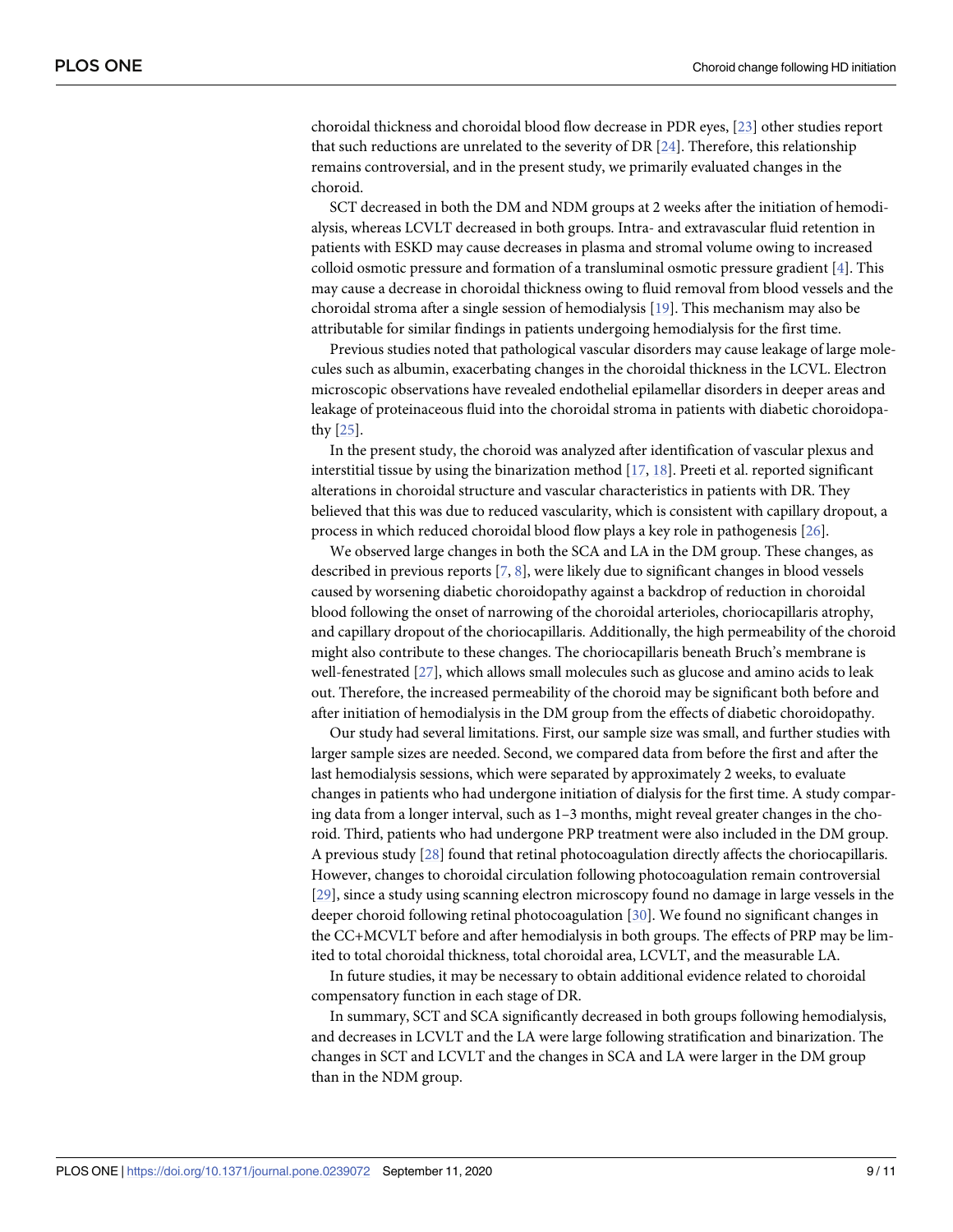choroidal thickness and choroidal blood flow decrease in PDR eyes, [23] other studies report that such reductions are unrelated to the severity of DR [24]. Therefore, this relationship remains controversial, and in the present study, we primarily evaluated changes in the choroid.

SCT decreased in both the DM and NDM groups at 2 weeks after the initiation of hemodialysis, whereas LCVLT decreased in both groups. Intra- and extravascular fluid retention in patients with ESKD may cause decreases in plasma and stromal volume owing to increased colloid osmotic pressure and formation of a transluminal osmotic pressure gradient [4]. This may cause a decrease in choroidal thickness owing to fluid removal from blood vessels and the choroidal stroma after a single session of hemodialysis [19]. This mechanism may also be attributable for similar findings in patients undergoing hemodialysis for the first time.

Previous studies noted that pathological vascular disorders may cause leakage of large molecules such as albumin, exacerbating changes in the choroidal thickness in the LCVL. Electron microscopic observations have revealed endothelial epilamellar disorders in deeper areas and leakage of proteinaceous fluid into the choroidal stroma in patients with diabetic choroidopathy [25].

In the present study, the choroid was analyzed after identification of vascular plexus and interstitial tissue by using the binarization method [17, 18]. Preeti et al. reported significant alterations in choroidal structure and vascular characteristics in patients with DR. They believed that this was due to reduced vascularity, which is consistent with capillary dropout, a process in which reduced choroidal blood flow plays a key role in pathogenesis [26].

We observed large changes in both the SCA and LA in the DM group. These changes, as described in previous reports [7, 8], were likely due to significant changes in blood vessels caused by worsening diabetic choroidopathy against a backdrop of reduction in choroidal blood following the onset of narrowing of the choroidal arterioles, choriocapillaris atrophy, and capillary dropout of the choriocapillaris. Additionally, the high permeability of the choroid might also contribute to these changes. The choriocapillaris beneath Bruch's membrane is well-fenestrated [27], which allows small molecules such as glucose and amino acids to leak out. Therefore, the increased permeability of the choroid may be significant both before and after initiation of hemodialysis in the DM group from the effects of diabetic choroidopathy.

Our study had several limitations. First, our sample size was small, and further studies with larger sample sizes are needed. Second, we compared data from before the first and after the last hemodialysis sessions, which were separated by approximately 2 weeks, to evaluate changes in patients who had undergone initiation of dialysis for the first time. A study comparing data from a longer interval, such as 1–3 months, might reveal greater changes in the choroid. Third, patients who had undergone PRP treatment were also included in the DM group. A previous study [28] found that retinal photocoagulation directly affects the choriocapillaris. However, changes to choroidal circulation following photocoagulation remain controversial [29], since a study using scanning electron microscopy found no damage in large vessels in the deeper choroid following retinal photocoagulation [30]. We found no significant changes in the CC+MCVLT before and after hemodialysis in both groups. The effects of PRP may be limited to total choroidal thickness, total choroidal area, LCVLT, and the measurable LA.

In future studies, it may be necessary to obtain additional evidence related to choroidal compensatory function in each stage of DR.

In summary, SCT and SCA significantly decreased in both groups following hemodialysis, and decreases in LCVLT and the LA were large following stratification and binarization. The changes in SCT and LCVLT and the changes in SCA and LA were larger in the DM group than in the NDM group.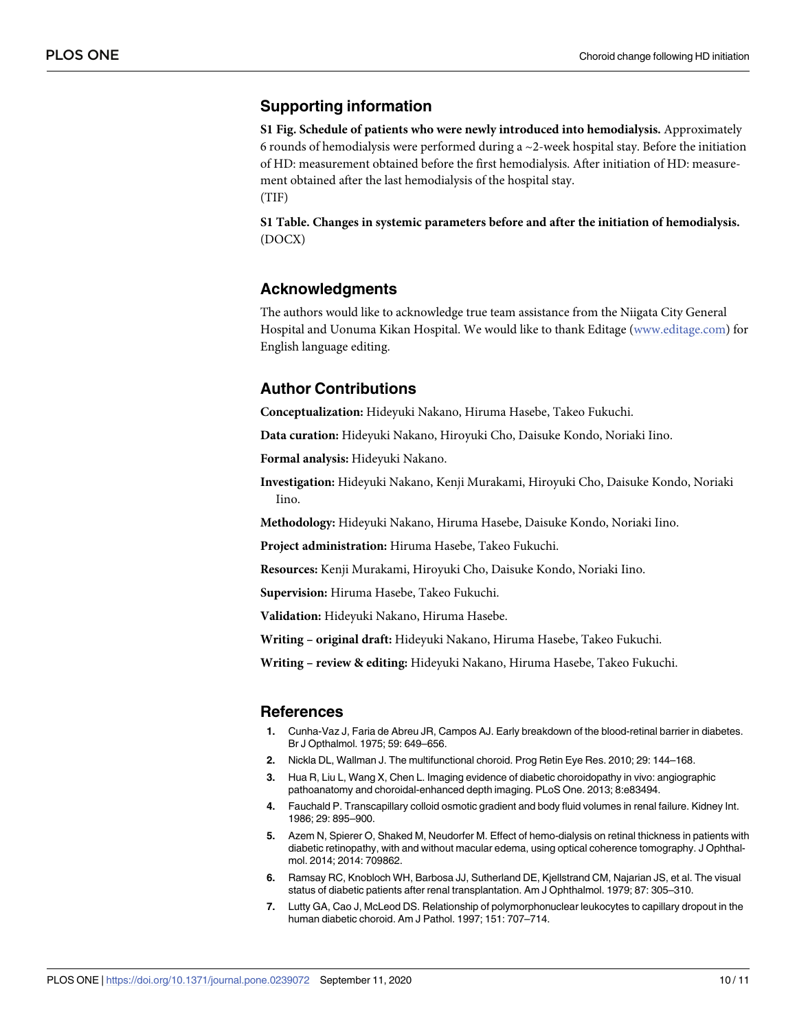## Supporting information

**S1 Fig. Schedule of patients who were newly introduced into hemodialysis.** Approximately 6 rounds of hemodialysis were performed during a ~2-week hospital stay. Before the initiation of HD: measurement obtained before the first hemodialysis. After initiation of HD: measurement obtained after the last hemodialysis of the hospital stay.
(TIF)

**S1 Table. Changes in systemic parameters before and after the initiation of hemodialysis.**
(DOCX)

## Acknowledgments

The authors would like to acknowledge true team assistance from the Niigata City General Hospital and Uonuma Kikan Hospital. We would like to thank Editage (www.editage.com) for English language editing.

## Author Contributions

**Conceptualization:** Hideyuki Nakano, Hiruma Hasebe, Takeo Fukuchi.

**Data curation:** Hideyuki Nakano, Hiroyuki Cho, Daisuke Kondo, Noriaki Iino.

**Formal analysis:** Hideyuki Nakano.

**Investigation:** Hideyuki Nakano, Kenji Murakami, Hiroyuki Cho, Daisuke Kondo, Noriaki Iino.

**Methodology:** Hideyuki Nakano, Hiruma Hasebe, Daisuke Kondo, Noriaki Iino.

**Project administration:** Hiruma Hasebe, Takeo Fukuchi.

**Resources:** Kenji Murakami, Hiroyuki Cho, Daisuke Kondo, Noriaki Iino.

**Supervision:** Hiruma Hasebe, Takeo Fukuchi.

**Validation:** Hideyuki Nakano, Hiruma Hasebe.

**Writing – original draft:** Hideyuki Nakano, Hiruma Hasebe, Takeo Fukuchi.

**Writing – review & editing:** Hideyuki Nakano, Hiruma Hasebe, Takeo Fukuchi.

## References

1. Cunha-Vaz J, Faria de Abreu JR, Campos AJ. Early breakdown of the blood-retinal barrier in diabetes. Br J Opthalmol. 1975; 59: 649–656.
2. Nickla DL, Wallman J. The multifunctional choroid. Prog Retin Eye Res. 2010; 29: 144–168.
3. Hua R, Liu L, Wang X, Chen L. Imaging evidence of diabetic choroidopathy in vivo: angiographic pathoanatomy and choroidal-enhanced depth imaging. PLoS One. 2013; 8:e83494.
4. Fauchald P. Transcapillary colloid osmotic gradient and body fluid volumes in renal failure. Kidney Int. 1986; 29: 895–900.
5. Azem N, Spierer O, Shaked M, Neudorfer M. Effect of hemo-dialysis on retinal thickness in patients with diabetic retinopathy, with and without macular edema, using optical coherence tomography. J Ophthalmol. 2014; 2014: 709862.
6. Ramsay RC, Knobloch WH, Barbosa JJ, Sutherland DE, Kjellstrand CM, Najarian JS, et al. The visual status of diabetic patients after renal transplantation. Am J Ophthalmol. 1979; 87: 305–310.
7. Lutty GA, Cao J, McLeod DS. Relationship of polymorphonuclear leukocytes to capillary dropout in the human diabetic choroid. Am J Pathol. 1997; 151: 707–714.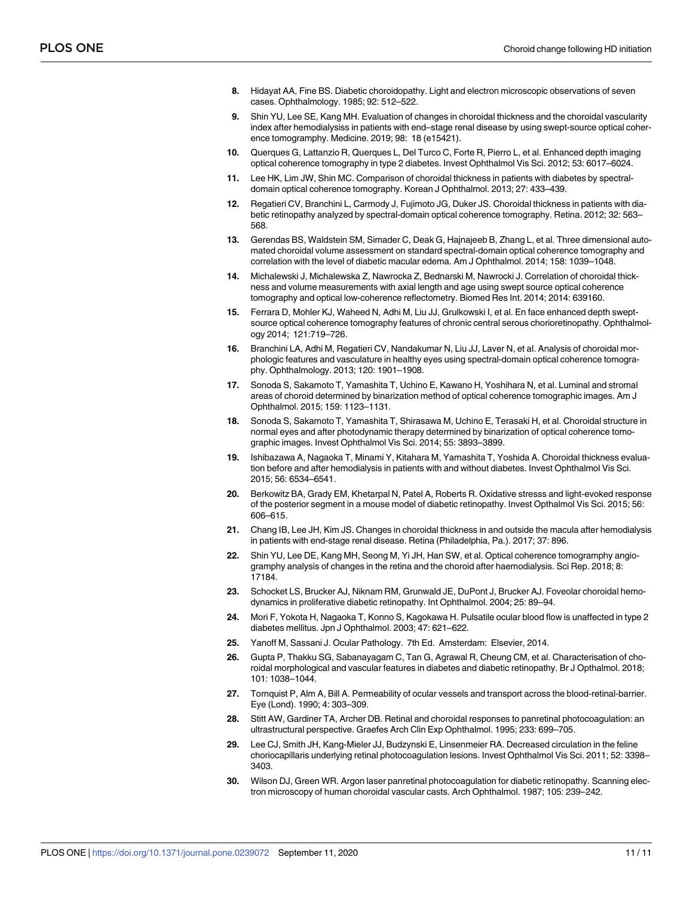8. Hidayat AA, Fine BS. Diabetic choroidopathy. Light and electron microscopic observations of seven cases. Ophthalmology. 1985; 92: 512–522.
9. Shin YU, Lee SE, Kang MH. Evaluation of changes in choroidal thickness and the choroidal vascularity index after hemodialysiss in patients with end–stage renal disease by using swept-source optical coherence tomogramphy. Medicine. 2019; 98: 18 (e15421).
10. Querques G, Lattanzio R, Querques L, Del Turco C, Forte R, Pierro L, et al. Enhanced depth imaging optical coherence tomography in type 2 diabetes. Invest Ophthalmol Vis Sci. 2012; 53: 6017–6024.
11. Lee HK, Lim JW, Shin MC. Comparison of choroidal thickness in patients with diabetes by spectral-domain optical coherence tomography. Korean J Ophthalmol. 2013; 27: 433–439.
12. Regatieri CV, Branchini L, Carmody J, Fujimoto JG, Duker JS. Choroidal thickness in patients with diabetic retinopathy analyzed by spectral-domain optical coherence tomography. Retina. 2012; 32: 563–568.
13. Gerendas BS, Waldstein SM, Simader C, Deak G, Hajnajeeb B, Zhang L, et al. Three dimensional automated choroidal volume assessment on standard spectral-domain optical coherence tomography and correlation with the level of diabetic macular edema. Am J Ophthalmol. 2014; 158: 1039–1048.
14. Michalewski J, Michalewska Z, Nawrocka Z, Bednarski M, Nawrocki J. Correlation of choroidal thickness and volume measurements with axial length and age using swept source optical coherence tomography and optical low-coherence reflectometry. Biomed Res Int. 2014; 2014: 639160.
15. Ferrara D, Mohler KJ, Waheed N, Adhi M, Liu JJ, Grulkowski I, et al. En face enhanced depth swept-source optical coherence tomography features of chronic central serous chorioretinopathy. Ophthalmology 2014; 121:719–726.
16. Branchini LA, Adhi M, Regatieri CV, Nandakumar N, Liu JJ, Laver N, et al. Analysis of choroidal morphologic features and vasculature in healthy eyes using spectral-domain optical coherence tomography. Ophthalmology. 2013; 120: 1901–1908.
17. Sonoda S, Sakamoto T, Yamashita T, Uchino E, Kawano H, Yoshihara N, et al. Luminal and stromal areas of choroid determined by binarization method of optical coherence tomographic images. Am J Ophthalmol. 2015; 159: 1123–1131.
18. Sonoda S, Sakamoto T, Yamashita T, Shirasawa M, Uchino E, Terasaki H, et al. Choroidal structure in normal eyes and after photodynamic therapy determined by binarization of optical coherence tomographic images. Invest Ophthalmol Vis Sci. 2014; 55: 3893–3899.
19. Ishibazawa A, Nagaoka T, Minami Y, Kitahara M, Yamashita T, Yoshida A. Choroidal thickness evaluation before and after hemodialysis in patients with and without diabetes. Invest Ophthalmol Vis Sci. 2015; 56: 6534–6541.
20. Berkowitz BA, Grady EM, Khetarpal N, Patel A, Roberts R. Oxidative stresss and light-evoked response of the posterior segment in a mouse model of diabetic retinopathy. Invest Opthalmol Vis Sci. 2015; 56: 606–615.
21. Chang IB, Lee JH, Kim JS. Changes in choroidal thickness in and outside the macula after hemodialysis in patients with end-stage renal disease. Retina (Philadelphia, Pa.). 2017; 37: 896.
22. Shin YU, Lee DE, Kang MH, Seong M, Yi JH, Han SW, et al. Optical coherence tomogramphy angiogramphy analysis of changes in the retina and the choroid after haemodialysis. Sci Rep. 2018; 8: 17184.
23. Schocket LS, Brucker AJ, Niknam RM, Grunwald JE, DuPont J, Brucker AJ. Foveolar choroidal hemodynamics in proliferative diabetic retinopathy. Int Ophthalmol. 2004; 25: 89–94.
24. Mori F, Yokota H, Nagaoka T, Konno S, Kagokawa H. Pulsatile ocular blood flow is unaffected in type 2 diabetes mellitus. Jpn J Ophthalmol. 2003; 47: 621–622.
25. Yanoff M, Sassani J. Ocular Pathology. 7th Ed. Amsterdam: Elsevier, 2014.
26. Gupta P, Thakku SG, Sabanayagam C, Tan G, Agrawal R, Cheung CM, et al. Characterisation of choroidal morphological and vascular features in diabetes and diabetic retinopathy. Br J Opthalmol. 2018; 101: 1038–1044.
27. Tornquist P, Alm A, Bill A. Permeability of ocular vessels and transport across the blood-retinal-barrier. Eye (Lond). 1990; 4: 303–309.
28. Stitt AW, Gardiner TA, Archer DB. Retinal and choroidal responses to panretinal photocoagulation: an ultrastructural perspective. Graefes Arch Clin Exp Ophthalmol. 1995; 233: 699–705.
29. Lee CJ, Smith JH, Kang-Mieler JJ, Budzynski E, Linsenmeier RA. Decreased circulation in the feline choriocapillaris underlying retinal photocoagulation lesions. Invest Ophthalmol Vis Sci. 2011; 52: 3398–3403.
30. Wilson DJ, Green WR. Argon laser panretinal photocoagulation for diabetic retinopathy. Scanning electron microscopy of human choroidal vascular casts. Arch Ophthalmol. 1987; 105: 239–242.